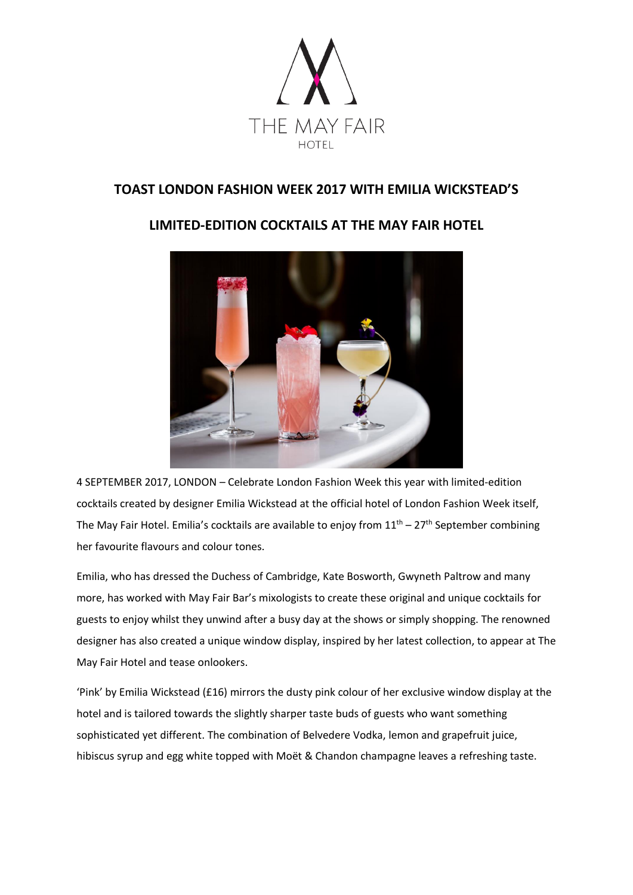THE MAY FAIR

HOTEL

## TOAST LONDON FASHION WEEK 2017 WITH EMILIA WICKSTEAD'S

## LIMITED-EDITION COCKTAILS AT THE MAY FAIR HOTEL

4 SEPTEMBER 2017, LONDON – Celebrate London Fashion Week this year with limited-edition cocktails created by designer Emilia Wickstead at the official hotel of London Fashion Week itself, The May Fair Hotel. Emilia's cocktails are available to enjoy from 11th – 27th September combining her favourite flavours and colour tones.

Emilia, who has dressed the Duchess of Cambridge, Kate Bosworth, Gwyneth Paltrow and many more, has worked with May Fair Bar's mixologists to create these original and unique cocktails for guests to enjoy whilst they unwind after a busy day at the shows or simply shopping. The renowned designer has also created a unique window display, inspired by her latest collection, to appear at The May Fair Hotel and tease onlookers.

'Pink' by Emilia Wickstead (£16) mirrors the dusty pink colour of her exclusive window display at the hotel and is tailored towards the slightly sharper taste buds of guests who want something sophisticated yet different. The combination of Belvedere Vodka, lemon and grapefruit juice, hibiscus syrup and egg white topped with Moët & Chandon champagne leaves a refreshing taste.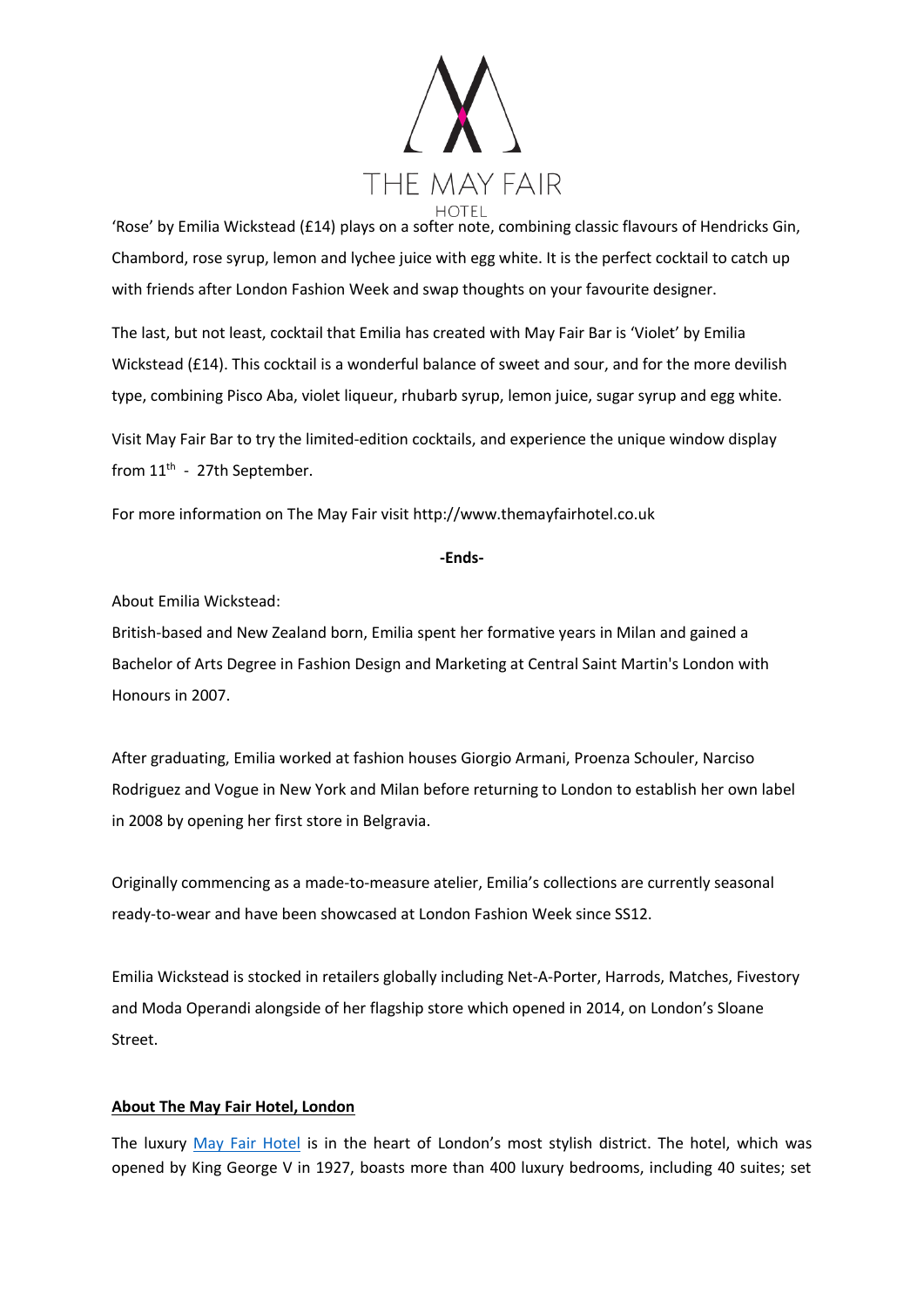'Rose' by Emilia Wickstead (£14) plays on a softer note, combining classic flavours of Hendricks Gin, Chambord, rose syrup, lemon and lychee juice with egg white. It is the perfect cocktail to catch up with friends after London Fashion Week and swap thoughts on your favourite designer.

The last, but not least, cocktail that Emilia has created with May Fair Bar is 'Violet' by Emilia Wickstead (£14). This cocktail is a wonderful balance of sweet and sour, and for the more devilish type, combining Pisco Aba, violet liqueur, rhubarb syrup, lemon juice, sugar syrup and egg white.

Visit May Fair Bar to try the limited-edition cocktails, and experience the unique window display from 11th - 27th September.

For more information on The May Fair visit http://www.themayfairhotel.co.uk

**-Ends-**

About Emilia Wickstead:

British-based and New Zealand born, Emilia spent her formative years in Milan and gained a Bachelor of Arts Degree in Fashion Design and Marketing at Central Saint Martin's London with Honours in 2007.

After graduating, Emilia worked at fashion houses Giorgio Armani, Proenza Schouler, Narciso Rodriguez and Vogue in New York and Milan before returning to London to establish her own label in 2008 by opening her first store in Belgravia.

Originally commencing as a made-to-measure atelier, Emilia's collections are currently seasonal ready-to-wear and have been showcased at London Fashion Week since SS12.

Emilia Wickstead is stocked in retailers globally including Net-A-Porter, Harrods, Matches, Fivestory and Moda Operandi alongside of her flagship store which opened in 2014, on London's Sloane Street.

**About The May Fair Hotel, London**

The luxury May Fair Hotel is in the heart of London's most stylish district. The hotel, which was opened by King George V in 1927, boasts more than 400 luxury bedrooms, including 40 suites; set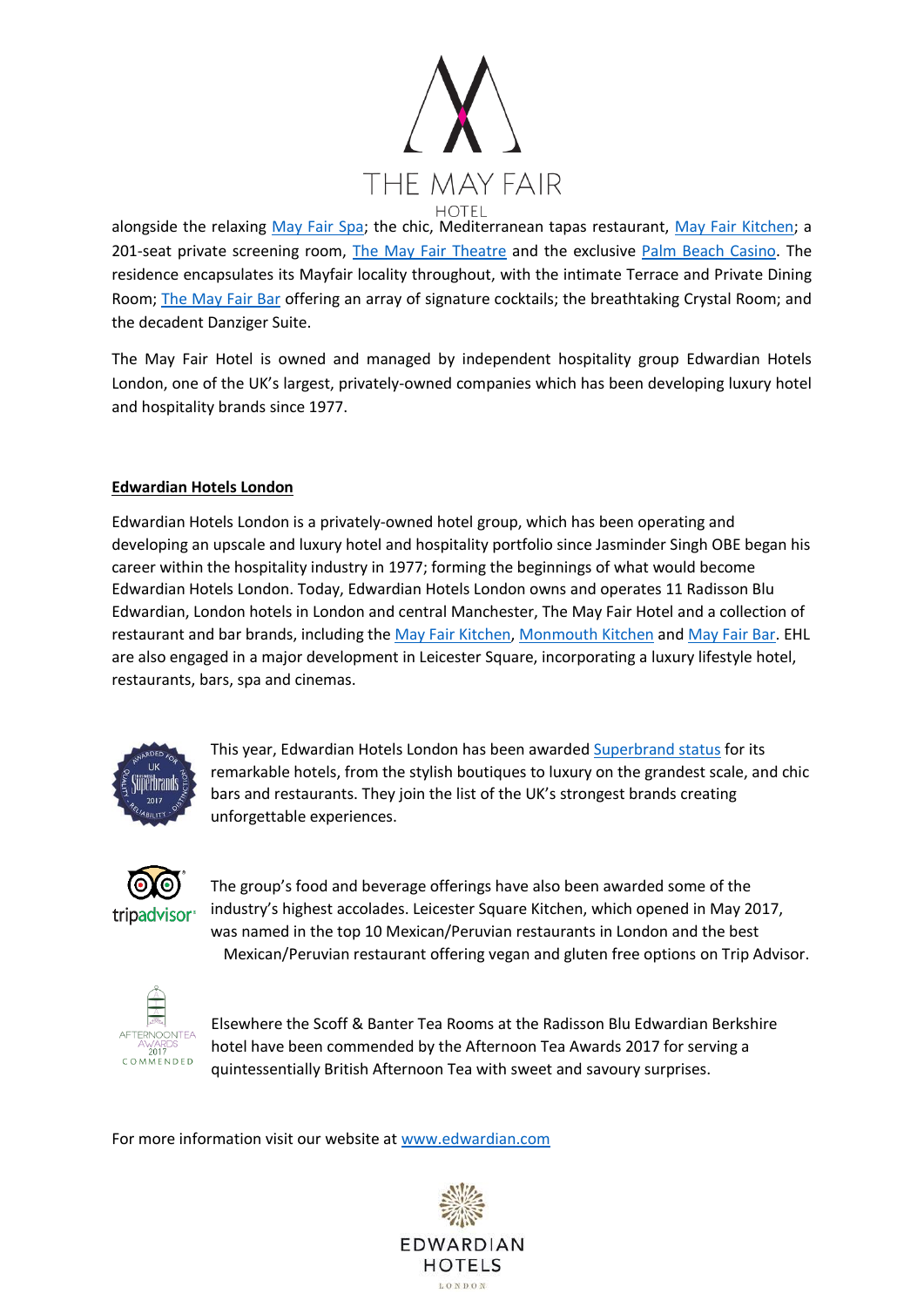alongside the relaxing May Fair Spa; the chic, Mediterranean tapas restaurant, May Fair Kitchen; a 201-seat private screening room, The May Fair Theatre and the exclusive Palm Beach Casino. The residence encapsulates its Mayfair locality throughout, with the intimate Terrace and Private Dining Room; The May Fair Bar offering an array of signature cocktails; the breathtaking Crystal Room; and the decadent Danziger Suite.

The May Fair Hotel is owned and managed by independent hospitality group Edwardian Hotels London, one of the UK's largest, privately-owned companies which has been developing luxury hotel and hospitality brands since 1977.

**Edwardian Hotels London**

Edwardian Hotels London is a privately-owned hotel group, which has been operating and developing an upscale and luxury hotel and hospitality portfolio since Jasminder Singh OBE began his career within the hospitality industry in 1977; forming the beginnings of what would become Edwardian Hotels London. Today, Edwardian Hotels London owns and operates 11 Radisson Blu Edwardian, London hotels in London and central Manchester, The May Fair Hotel and a collection of restaurant and bar brands, including the May Fair Kitchen, Monmouth Kitchen and May Fair Bar. EHL are also engaged in a major development in Leicester Square, incorporating a luxury lifestyle hotel, restaurants, bars, spa and cinemas.

This year, Edwardian Hotels London has been awarded Superbrand status for its remarkable hotels, from the stylish boutiques to luxury on the grandest scale, and chic bars and restaurants. They join the list of the UK's strongest brands creating unforgettable experiences.

The group's food and beverage offerings have also been awarded some of the industry's highest accolades. Leicester Square Kitchen, which opened in May 2017, was named in the top 10 Mexican/Peruvian restaurants in London and the best Mexican/Peruvian restaurant offering vegan and gluten free options on Trip Advisor.

Elsewhere the Scoff & Banter Tea Rooms at the Radisson Blu Edwardian Berkshire hotel have been commended by the Afternoon Tea Awards 2017 for serving a quintessentially British Afternoon Tea with sweet and savoury surprises.

For more information visit our website at www.edwardian.com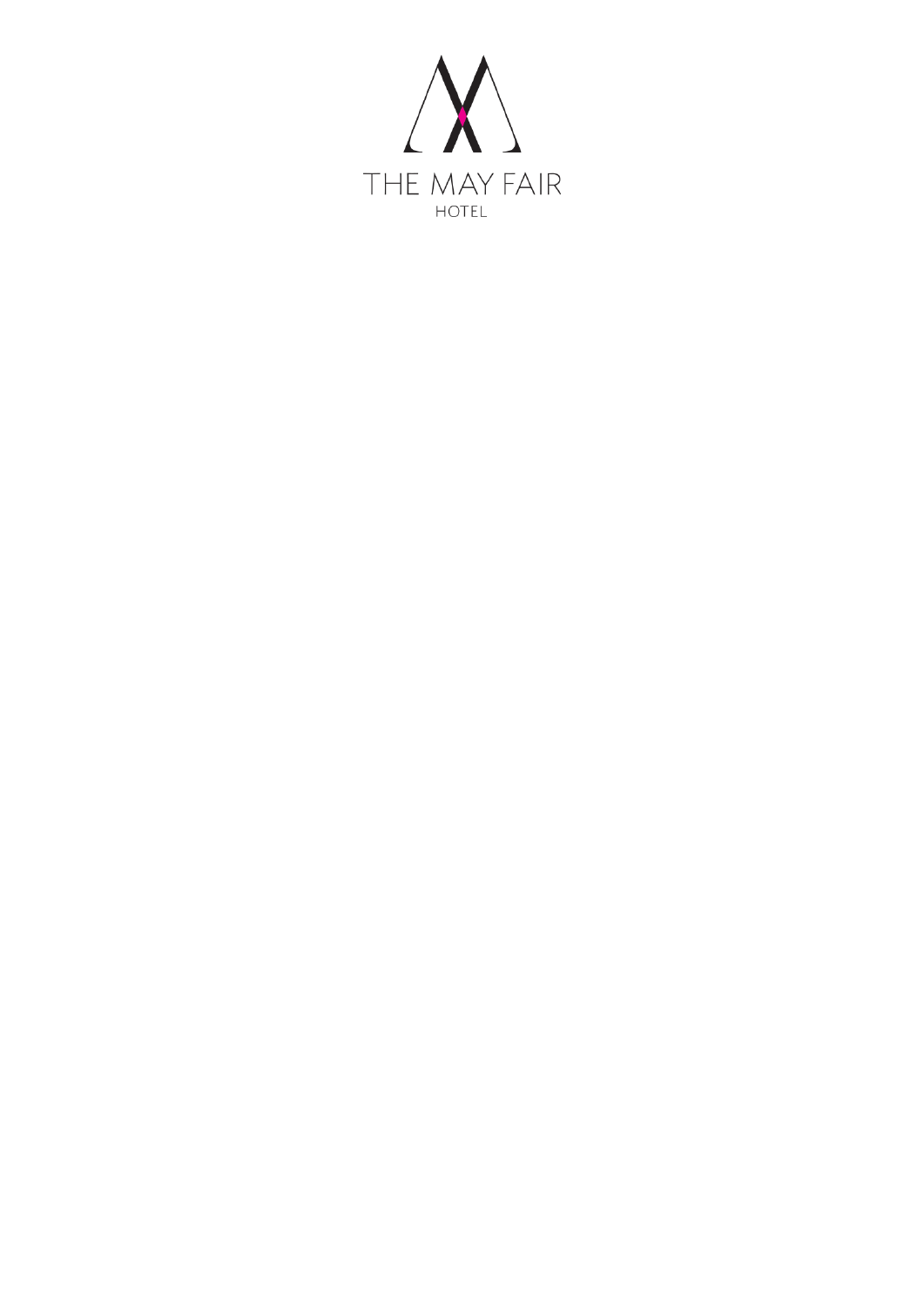THE MAY FAIR

HOTEL